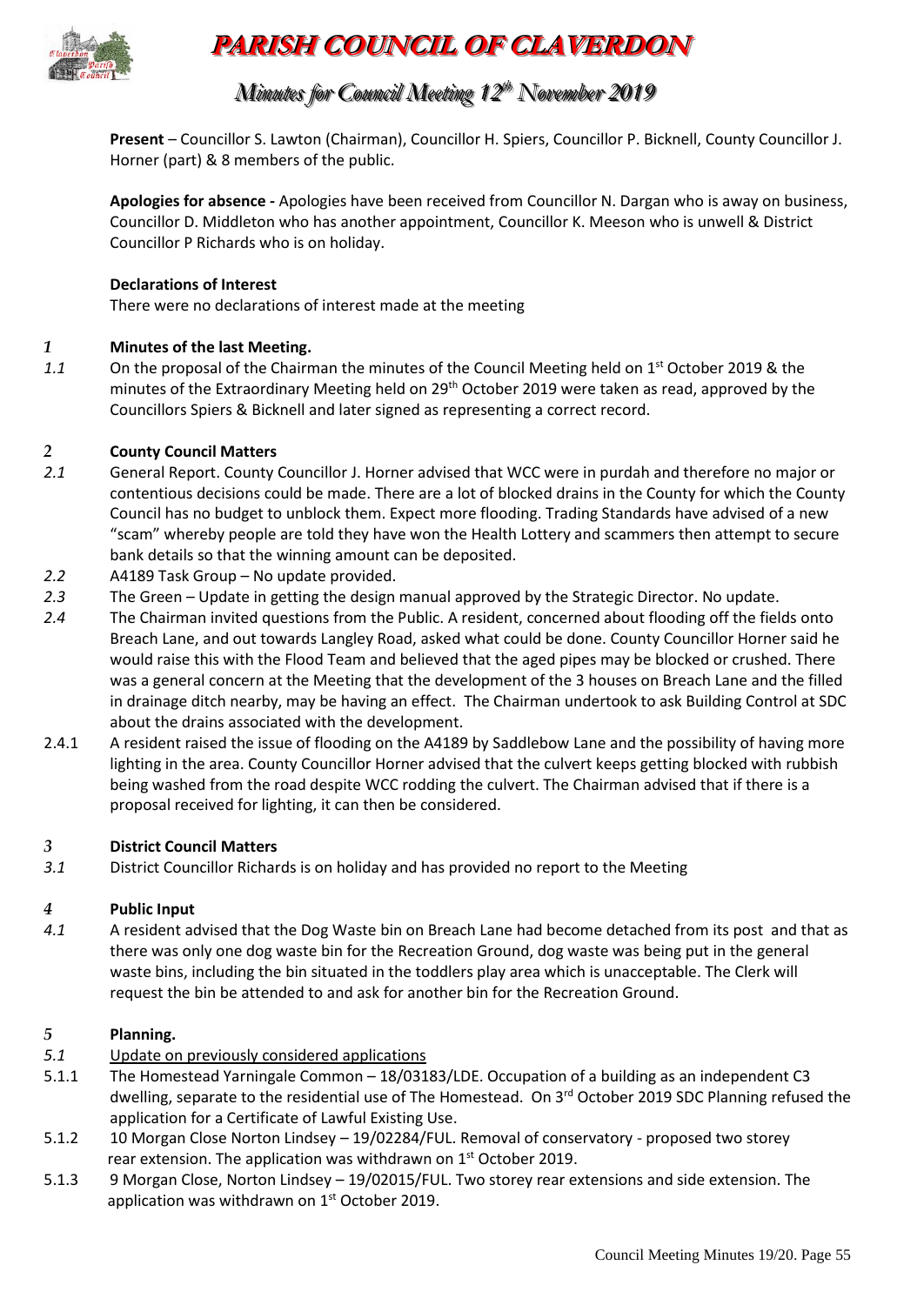# PARISH COUNCIL OF CLAVERDON

## Minutes for Council Meeting 12th November 2019

**Present** – Councillor S. Lawton (Chairman), Councillor H. Spiers, Councillor P. Bicknell, County Councillor J. Horner (part) & 8 members of the public.

**Apologies for absence -** Apologies have been received from Councillor N. Dargan who is away on business, Councillor D. Middleton who has another appointment, Councillor K. Meeson who is unwell & District Councillor P Richards who is on holiday.

**Declarations of Interest**

There were no declarations of interest made at the meeting

### *1* Minutes of the last Meeting.

*1.1* On the proposal of the Chairman the minutes of the Council Meeting held on 1st October 2019 & the minutes of the Extraordinary Meeting held on 29th October 2019 were taken as read, approved by the Councillors Spiers & Bicknell and later signed as representing a correct record.

### *2* County Council Matters

*2.1* General Report. County Councillor J. Horner advised that WCC were in purdah and therefore no major or contentious decisions could be made. There are a lot of blocked drains in the County for which the County Council has no budget to unblock them. Expect more flooding. Trading Standards have advised of a new "scam" whereby people are told they have won the Health Lottery and scammers then attempt to secure bank details so that the winning amount can be deposited.

*2.2* A4189 Task Group – No update provided.

*2.3* The Green – Update in getting the design manual approved by the Strategic Director. No update.

*2.4* The Chairman invited questions from the Public. A resident, concerned about flooding off the fields onto Breach Lane, and out towards Langley Road, asked what could be done. County Councillor Horner said he would raise this with the Flood Team and believed that the aged pipes may be blocked or crushed. There was a general concern at the Meeting that the development of the 3 houses on Breach Lane and the filled in drainage ditch nearby, may be having an effect. The Chairman undertook to ask Building Control at SDC about the drains associated with the development.

2.4.1 A resident raised the issue of flooding on the A4189 by Saddlebow Lane and the possibility of having more lighting in the area. County Councillor Horner advised that the culvert keeps getting blocked with rubbish being washed from the road despite WCC rodding the culvert. The Chairman advised that if there is a proposal received for lighting, it can then be considered.

### *3* District Council Matters

*3.1* District Councillor Richards is on holiday and has provided no report to the Meeting

### *4* Public Input

*4.1* A resident advised that the Dog Waste bin on Breach Lane had become detached from its post and that as there was only one dog waste bin for the Recreation Ground, dog waste was being put in the general waste bins, including the bin situated in the toddlers play area which is unacceptable. The Clerk will request the bin be attended to and ask for another bin for the Recreation Ground.

### *5* Planning.

*5.1* Update on previously considered applications

5.1.1 The Homestead Yarningale Common – 18/03183/LDE. Occupation of a building as an independent C3 dwelling, separate to the residential use of The Homestead. On 3rd October 2019 SDC Planning refused the application for a Certificate of Lawful Existing Use.

5.1.2 10 Morgan Close Norton Lindsey – 19/02284/FUL. Removal of conservatory - proposed two storey rear extension. The application was withdrawn on 1st October 2019.

5.1.3 9 Morgan Close, Norton Lindsey – 19/02015/FUL. Two storey rear extensions and side extension. The application was withdrawn on 1st October 2019.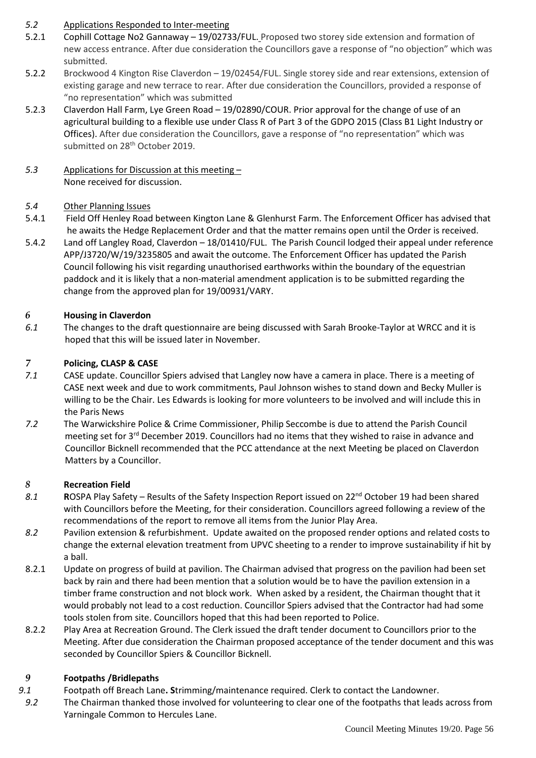*5.2* Applications Responded to Inter-meeting

5.2.1 Cophill Cottage No2 Gannaway – 19/02733/FUL. Proposed two storey side extension and formation of new access entrance. After due consideration the Councillors gave a response of "no objection" which was submitted.

5.2.2 Brockwood 4 Kington Rise Claverdon – 19/02454/FUL. Single storey side and rear extensions, extension of existing garage and new terrace to rear. After due consideration the Councillors, provided a response of "no representation" which was submitted

5.2.3 Claverdon Hall Farm, Lye Green Road – 19/02890/COUR. Prior approval for the change of use of an agricultural building to a flexible use under Class R of Part 3 of the GDPO 2015 (Class B1 Light Industry or Offices). After due consideration the Councillors, gave a response of "no representation" which was submitted on 28th October 2019.

*5.3* Applications for Discussion at this meeting –
None received for discussion.

*5.4* Other Planning Issues

5.4.1 Field Off Henley Road between Kington Lane & Glenhurst Farm. The Enforcement Officer has advised that he awaits the Hedge Replacement Order and that the matter remains open until the Order is received.

5.4.2 Land off Langley Road, Claverdon – 18/01410/FUL. The Parish Council lodged their appeal under reference APP/J3720/W/19/3235805 and await the outcome. The Enforcement Officer has updated the Parish Council following his visit regarding unauthorised earthworks within the boundary of the equestrian paddock and it is likely that a non-material amendment application is to be submitted regarding the change from the approved plan for 19/00931/VARY.

## *6* Housing in Claverdon

*6.1* The changes to the draft questionnaire are being discussed with Sarah Brooke-Taylor at WRCC and it is hoped that this will be issued later in November.

## *7* Policing, CLASP & CASE

*7.1* CASE update. Councillor Spiers advised that Langley now have a camera in place. There is a meeting of CASE next week and due to work commitments, Paul Johnson wishes to stand down and Becky Muller is willing to be the Chair. Les Edwards is looking for more volunteers to be involved and will include this in the Paris News

*7.2* The Warwickshire Police & Crime Commissioner, Philip Seccombe is due to attend the Parish Council meeting set for 3rd December 2019. Councillors had no items that they wished to raise in advance and Councillor Bicknell recommended that the PCC attendance at the next Meeting be placed on Claverdon Matters by a Councillor.

## *8* Recreation Field

*8.1* **R**OSPA Play Safety – Results of the Safety Inspection Report issued on 22nd October 19 had been shared with Councillors before the Meeting, for their consideration. Councillors agreed following a review of the recommendations of the report to remove all items from the Junior Play Area.

*8.2* Pavilion extension & refurbishment. Update awaited on the proposed render options and related costs to change the external elevation treatment from UPVC sheeting to a render to improve sustainability if hit by a ball.

8.2.1 Update on progress of build at pavilion. The Chairman advised that progress on the pavilion had been set back by rain and there had been mention that a solution would be to have the pavilion extension in a timber frame construction and not block work. When asked by a resident, the Chairman thought that it would probably not lead to a cost reduction. Councillor Spiers advised that the Contractor had had some tools stolen from site. Councillors hoped that this had been reported to Police.

8.2.2 Play Area at Recreation Ground. The Clerk issued the draft tender document to Councillors prior to the Meeting. After due consideration the Chairman proposed acceptance of the tender document and this was seconded by Councillor Spiers & Councillor Bicknell.

## *9* Footpaths /Bridlepaths

*9.1* Footpath off Breach Lane**. S**trimming/maintenance required. Clerk to contact the Landowner.

*9.2* The Chairman thanked those involved for volunteering to clear one of the footpaths that leads across from Yarningale Common to Hercules Lane.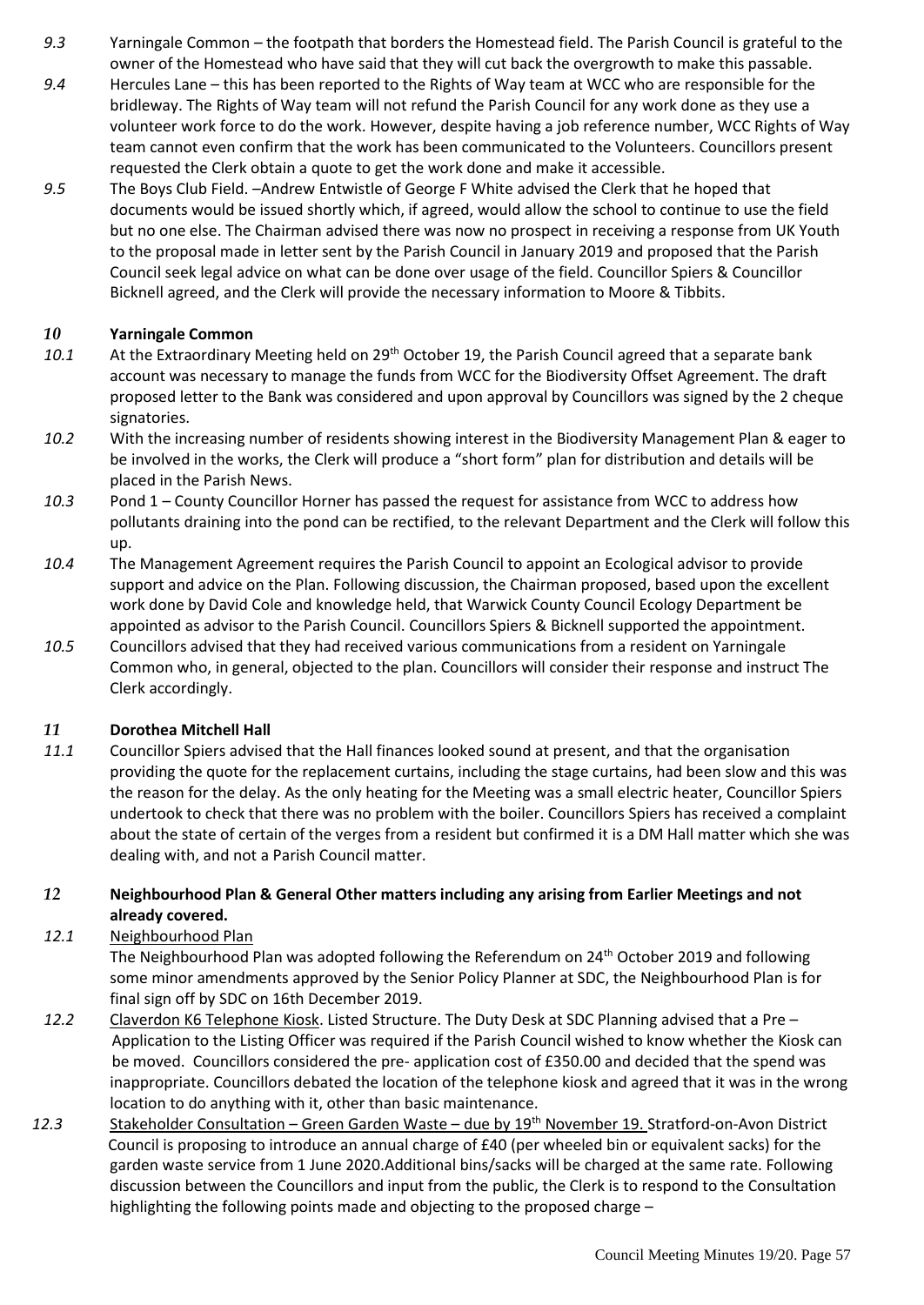*9.3* Yarningale Common – the footpath that borders the Homestead field. The Parish Council is grateful to the owner of the Homestead who have said that they will cut back the overgrowth to make this passable.

*9.4* Hercules Lane – this has been reported to the Rights of Way team at WCC who are responsible for the bridleway. The Rights of Way team will not refund the Parish Council for any work done as they use a volunteer work force to do the work. However, despite having a job reference number, WCC Rights of Way team cannot even confirm that the work has been communicated to the Volunteers. Councillors present requested the Clerk obtain a quote to get the work done and make it accessible.

*9.5* The Boys Club Field. –Andrew Entwistle of George F White advised the Clerk that he hoped that documents would be issued shortly which, if agreed, would allow the school to continue to use the field but no one else. The Chairman advised there was now no prospect in receiving a response from UK Youth to the proposal made in letter sent by the Parish Council in January 2019 and proposed that the Parish Council seek legal advice on what can be done over usage of the field. Councillor Spiers & Councillor Bicknell agreed, and the Clerk will provide the necessary information to Moore & Tibbits.

## *10* Yarningale Common

*10.1* At the Extraordinary Meeting held on 29th October 19, the Parish Council agreed that a separate bank account was necessary to manage the funds from WCC for the Biodiversity Offset Agreement. The draft proposed letter to the Bank was considered and upon approval by Councillors was signed by the 2 cheque signatories.

*10.2* With the increasing number of residents showing interest in the Biodiversity Management Plan & eager to be involved in the works, the Clerk will produce a "short form" plan for distribution and details will be placed in the Parish News.

*10.3* Pond 1 – County Councillor Horner has passed the request for assistance from WCC to address how pollutants draining into the pond can be rectified, to the relevant Department and the Clerk will follow this up.

*10.4* The Management Agreement requires the Parish Council to appoint an Ecological advisor to provide support and advice on the Plan. Following discussion, the Chairman proposed, based upon the excellent work done by David Cole and knowledge held, that Warwick County Council Ecology Department be appointed as advisor to the Parish Council. Councillors Spiers & Bicknell supported the appointment.

*10.5* Councillors advised that they had received various communications from a resident on Yarningale Common who, in general, objected to the plan. Councillors will consider their response and instruct The Clerk accordingly.

## *11* Dorothea Mitchell Hall

*11.1* Councillor Spiers advised that the Hall finances looked sound at present, and that the organisation providing the quote for the replacement curtains, including the stage curtains, had been slow and this was the reason for the delay. As the only heating for the Meeting was a small electric heater, Councillor Spiers undertook to check that there was no problem with the boiler. Councillors Spiers has received a complaint about the state of certain of the verges from a resident but confirmed it is a DM Hall matter which she was dealing with, and not a Parish Council matter.

## *12* Neighbourhood Plan & General Other matters including any arising from Earlier Meetings and not already covered.

*12.1* Neighbourhood Plan
The Neighbourhood Plan was adopted following the Referendum on 24th October 2019 and following some minor amendments approved by the Senior Policy Planner at SDC, the Neighbourhood Plan is for final sign off by SDC on 16th December 2019.

*12.2* Claverdon K6 Telephone Kiosk. Listed Structure. The Duty Desk at SDC Planning advised that a Pre – Application to the Listing Officer was required if the Parish Council wished to know whether the Kiosk can be moved. Councillors considered the pre- application cost of £350.00 and decided that the spend was inappropriate. Councillors debated the location of the telephone kiosk and agreed that it was in the wrong location to do anything with it, other than basic maintenance.

*12.3* Stakeholder Consultation – Green Garden Waste – due by 19th November 19. Stratford-on-Avon District Council is proposing to introduce an annual charge of £40 (per wheeled bin or equivalent sacks) for the garden waste service from 1 June 2020.Additional bins/sacks will be charged at the same rate. Following discussion between the Councillors and input from the public, the Clerk is to respond to the Consultation highlighting the following points made and objecting to the proposed charge –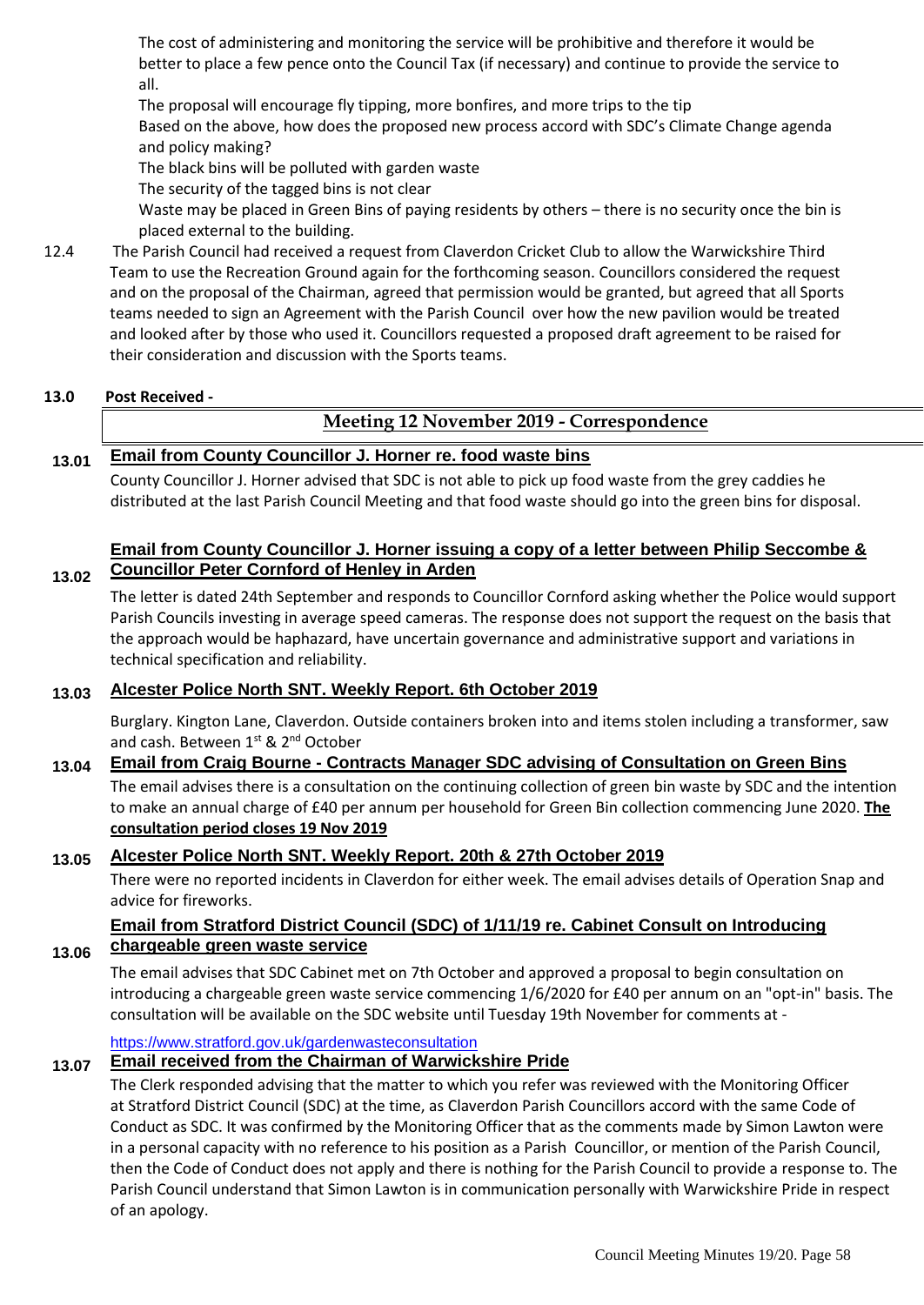The cost of administering and monitoring the service will be prohibitive and therefore it would be better to place a few pence onto the Council Tax (if necessary) and continue to provide the service to all.

The proposal will encourage fly tipping, more bonfires, and more trips to the tip

Based on the above, how does the proposed new process accord with SDC's Climate Change agenda and policy making?

The black bins will be polluted with garden waste

The security of the tagged bins is not clear

Waste may be placed in Green Bins of paying residents by others – there is no security once the bin is placed external to the building.

12.4 The Parish Council had received a request from Claverdon Cricket Club to allow the Warwickshire Third Team to use the Recreation Ground again for the forthcoming season. Councillors considered the request and on the proposal of the Chairman, agreed that permission would be granted, but agreed that all Sports teams needed to sign an Agreement with the Parish Council over how the new pavilion would be treated and looked after by those who used it. Councillors requested a proposed draft agreement to be raised for their consideration and discussion with the Sports teams.

**13.0 Post Received -**

## Meeting 12 November 2019 - Correspondence

**13.01 Email from County Councillor J. Horner re. food waste bins**

County Councillor J. Horner advised that SDC is not able to pick up food waste from the grey caddies he distributed at the last Parish Council Meeting and that food waste should go into the green bins for disposal.

**13.02 Email from County Councillor J. Horner issuing a copy of a letter between Philip Seccombe & Councillor Peter Cornford of Henley in Arden**

The letter is dated 24th September and responds to Councillor Cornford asking whether the Police would support Parish Councils investing in average speed cameras. The response does not support the request on the basis that the approach would be haphazard, have uncertain governance and administrative support and variations in technical specification and reliability.

**13.03 Alcester Police North SNT. Weekly Report. 6th October 2019**

Burglary. Kington Lane, Claverdon. Outside containers broken into and items stolen including a transformer, saw and cash. Between 1st & 2nd October

**13.04 Email from Craig Bourne - Contracts Manager SDC advising of Consultation on Green Bins**

The email advises there is a consultation on the continuing collection of green bin waste by SDC and the intention to make an annual charge of £40 per annum per household for Green Bin collection commencing June 2020. **The consultation period closes 19 Nov 2019**

**13.05 Alcester Police North SNT. Weekly Report. 20th & 27th October 2019**

There were no reported incidents in Claverdon for either week. The email advises details of Operation Snap and advice for fireworks.

**13.06 Email from Stratford District Council (SDC) of 1/11/19 re. Cabinet Consult on Introducing chargeable green waste service**

The email advises that SDC Cabinet met on 7th October and approved a proposal to begin consultation on introducing a chargeable green waste service commencing 1/6/2020 for £40 per annum on an "opt-in" basis. The consultation will be available on the SDC website until Tuesday 19th November for comments at -

https://www.stratford.gov.uk/gardenwasteconsultation

**13.07 Email received from the Chairman of Warwickshire Pride**

The Clerk responded advising that the matter to which you refer was reviewed with the Monitoring Officer at Stratford District Council (SDC) at the time, as Claverdon Parish Councillors accord with the same Code of Conduct as SDC. It was confirmed by the Monitoring Officer that as the comments made by Simon Lawton were in a personal capacity with no reference to his position as a Parish Councillor, or mention of the Parish Council, then the Code of Conduct does not apply and there is nothing for the Parish Council to provide a response to. The Parish Council understand that Simon Lawton is in communication personally with Warwickshire Pride in respect of an apology.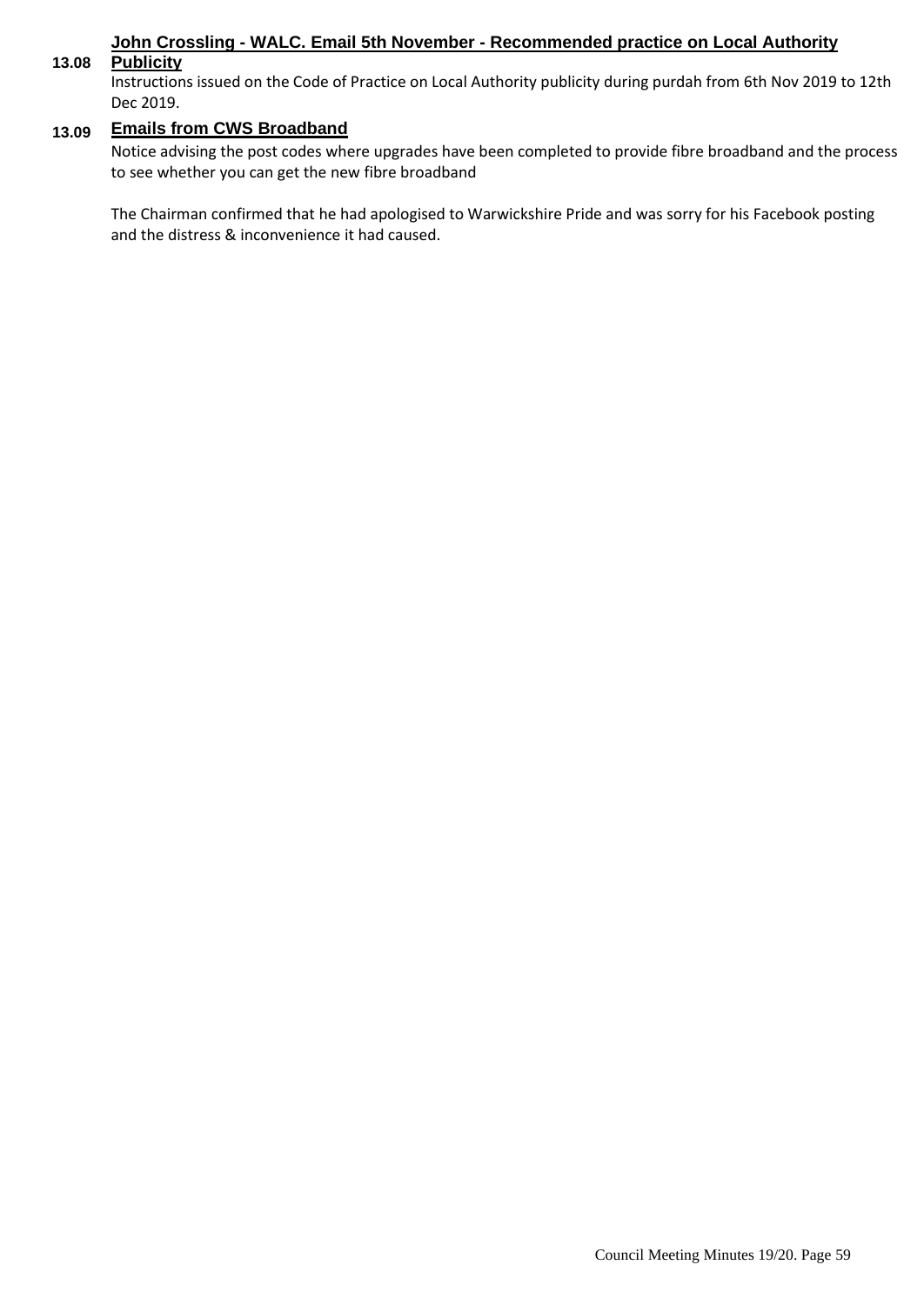### 13.08 John Crossling - WALC. Email 5th November - Recommended practice on Local Authority Publicity

Instructions issued on the Code of Practice on Local Authority publicity during purdah from 6th Nov 2019 to 12th Dec 2019.

### 13.09 Emails from CWS Broadband

Notice advising the post codes where upgrades have been completed to provide fibre broadband and the process to see whether you can get the new fibre broadband

The Chairman confirmed that he had apologised to Warwickshire Pride and was sorry for his Facebook posting and the distress & inconvenience it had caused.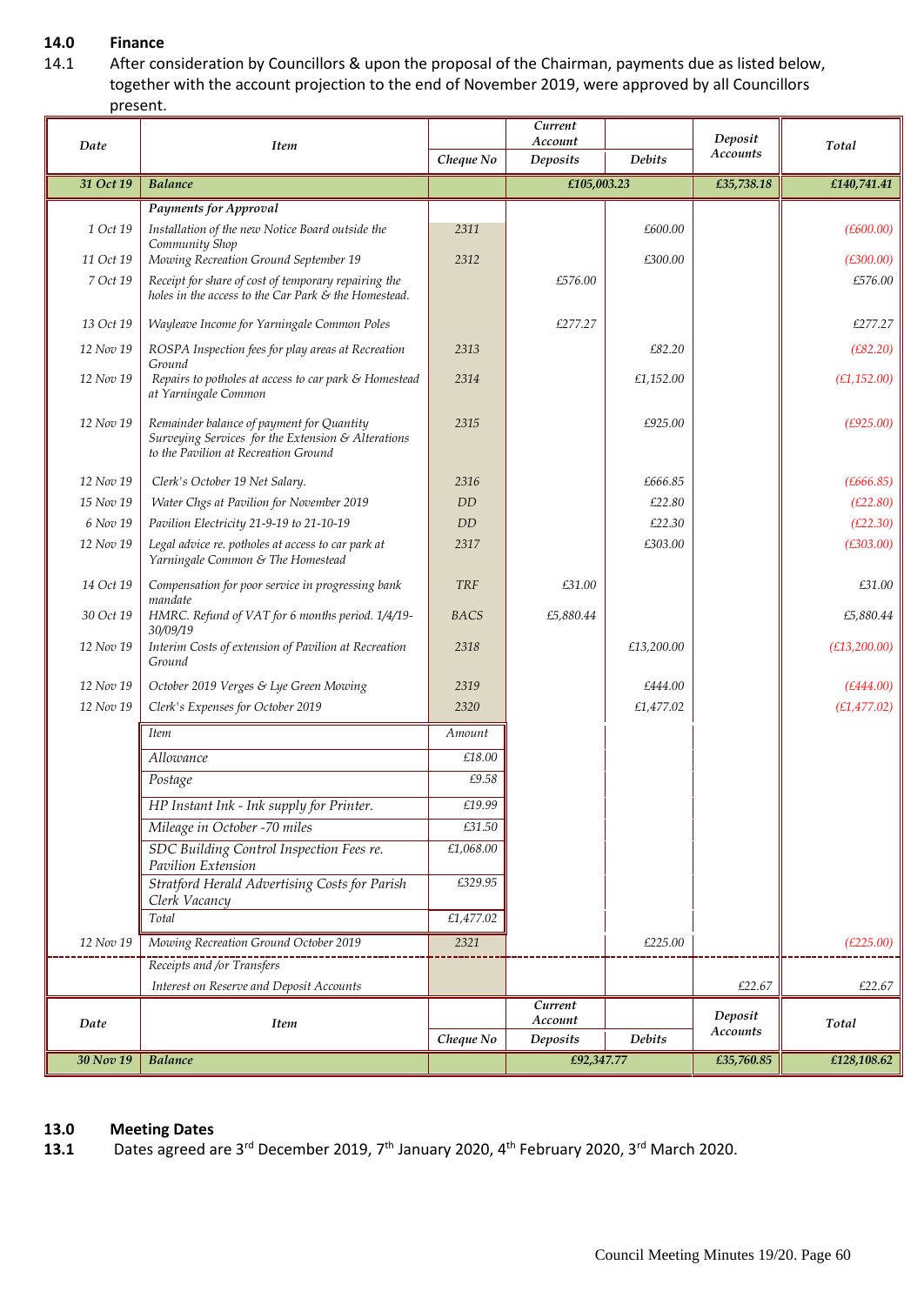**14.0 Finance**

14.1 After consideration by Councillors & upon the proposal of the Chairman, payments due as listed below, together with the account projection to the end of November 2019, were approved by all Councillors present.

| Date | Item | Cheque No | Current Account Deposits | Current Account Debits | Deposit Accounts | Total |
|---|---|---|---|---|---|---|
| **31 Oct 19** | **Balance** | | **£105,003.23** | | **£35,738.18** | **£140,741.41** |
| | **Payments for Approval** | | | | | |
| 1 Oct 19 | Installation of the new Notice Board outside the Community Shop | 2311 | | £600.00 | | (£600.00) |
| 11 Oct 19 | Mowing Recreation Ground September 19 | 2312 | | £300.00 | | (£300.00) |
| 7 Oct 19 | Receipt for share of cost of temporary repairing the holes in the access to the Car Park & the Homestead. | | £576.00 | | | £576.00 |
| 13 Oct 19 | Wayleave Income for Yarningale Common Poles | | £277.27 | | | £277.27 |
| 12 Nov 19 | ROSPA Inspection fees for play areas at Recreation Ground | 2313 | | £82.20 | | (£82.20) |
| 12 Nov 19 | Repairs to potholes at access to car park & Homestead at Yarningale Common | 2314 | | £1,152.00 | | (£1,152.00) |
| 12 Nov 19 | Remainder balance of payment for Quantity Surveying Services for the Extension & Alterations to the Pavilion at Recreation Ground | 2315 | | £925.00 | | (£925.00) |
| 12 Nov 19 | Clerk's October 19 Net Salary. | 2316 | | £666.85 | | (£666.85) |
| 15 Nov 19 | Water Chgs at Pavilion for November 2019 | DD | | £22.80 | | (£22.80) |
| 6 Nov 19 | Pavilion Electricity 21-9-19 to 21-10-19 | DD | | £22.30 | | (£22.30) |
| 12 Nov 19 | Legal advice re. potholes at access to car park at Yarningale Common & The Homestead | 2317 | | £303.00 | | (£303.00) |
| 14 Oct 19 | Compensation for poor service in progressing bank mandate | TRF | £31.00 | | | £31.00 |
| 30 Oct 19 | HMRC. Refund of VAT for 6 months period. 1/4/19-30/09/19 | BACS | £5,880.44 | | | £5,880.44 |
| 12 Nov 19 | Interim Costs of extension of Pavilion at Recreation Ground | 2318 | | £13,200.00 | | (£13,200.00) |
| 12 Nov 19 | October 2019 Verges & Lye Green Mowing | 2319 | | £444.00 | | (£444.00) |
| 12 Nov 19 | Clerk's Expenses for October 2019 | 2320 | | £1,477.02 | | (£1,477.02) |
| | *Item* | *Amount* | | | | |
| | Allowance | £18.00 | | | | |
| | Postage | £9.58 | | | | |
| | HP Instant Ink - Ink supply for Printer. | £19.99 | | | | |
| | Mileage in October -70 miles | £31.50 | | | | |
| | SDC Building Control Inspection Fees re. Pavilion Extension | £1,068.00 | | | | |
| | Stratford Herald Advertising Costs for Parish Clerk Vacancy | £329.95 | | | | |
| | Total | £1,477.02 | | | | |
| 12 Nov 19 | Mowing Recreation Ground October 2019 | 2321 | | £225.00 | | (£225.00) |
| | Receipts and /or Transfers | | | | | |
| | Interest on Reserve and Deposit Accounts | | | | £22.67 | £22.67 |
| **30 Nov 19** | **Balance** | | **£92,347.77** | | **£35,760.85** | **£128,108.62** |

**13.0 Meeting Dates**

**13.1** Dates agreed are 3rd December 2019, 7th January 2020, 4th February 2020, 3rd March 2020.